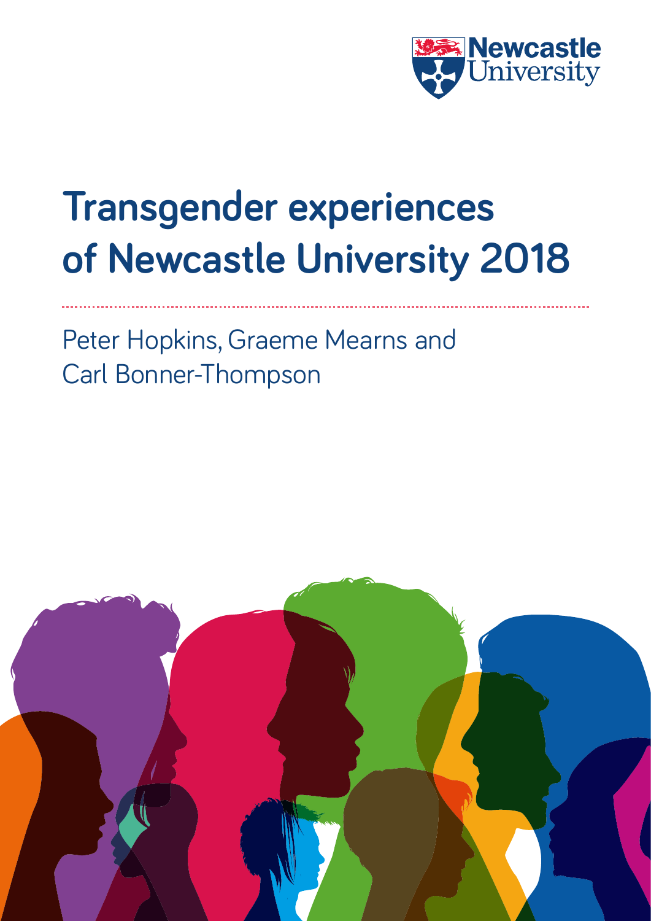Newcastle University

# Transgender experiences of Newcastle University 2018

Peter Hopkins, Graeme Mearns and Carl Bonner-Thompson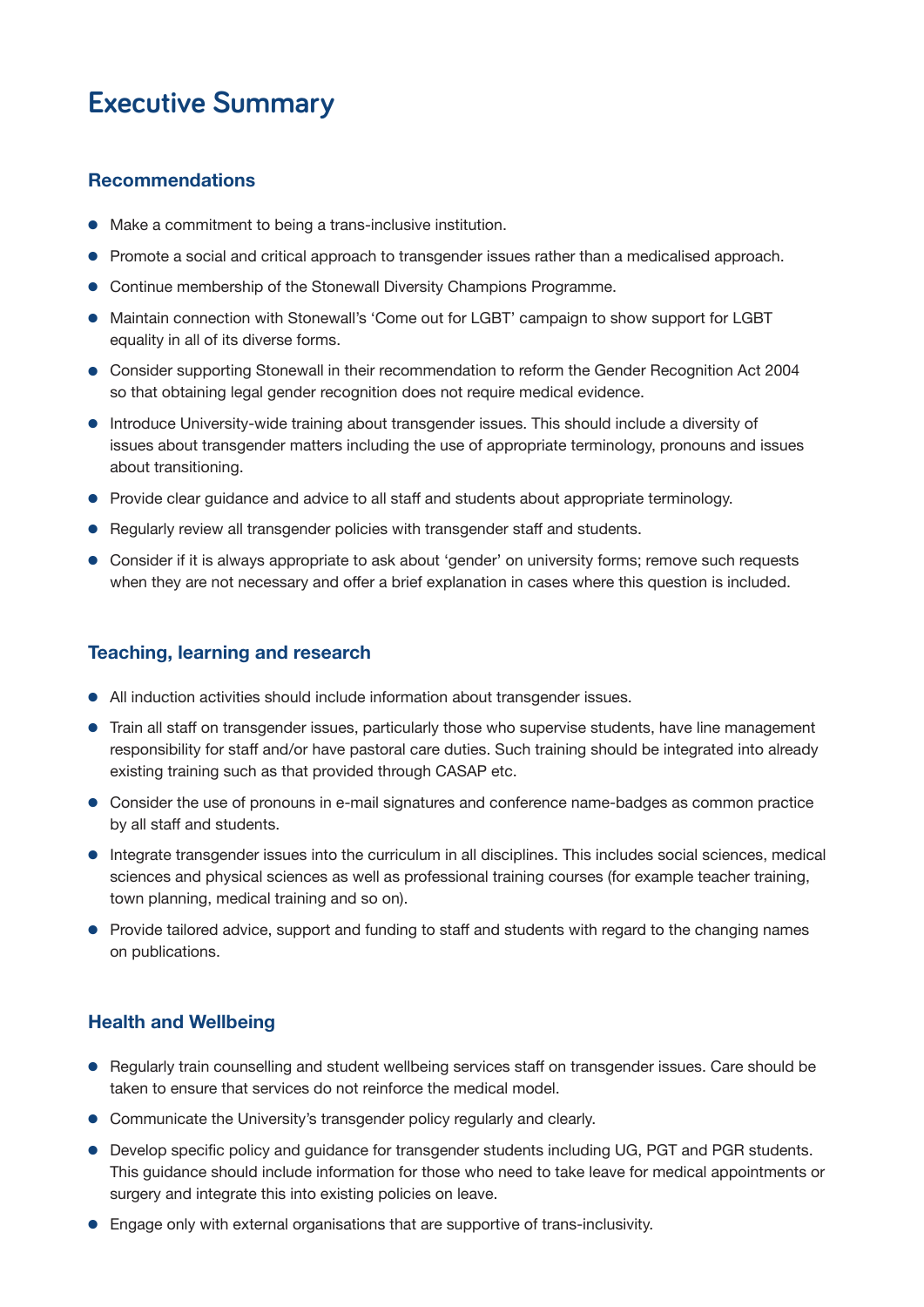# Executive Summary

## Recommendations

- Make a commitment to being a trans-inclusive institution.
- Promote a social and critical approach to transgender issues rather than a medicalised approach.
- Continue membership of the Stonewall Diversity Champions Programme.
- Maintain connection with Stonewall's 'Come out for LGBT' campaign to show support for LGBT equality in all of its diverse forms.
- Consider supporting Stonewall in their recommendation to reform the Gender Recognition Act 2004 so that obtaining legal gender recognition does not require medical evidence.
- Introduce University-wide training about transgender issues. This should include a diversity of issues about transgender matters including the use of appropriate terminology, pronouns and issues about transitioning.
- Provide clear guidance and advice to all staff and students about appropriate terminology.
- Regularly review all transgender policies with transgender staff and students.
- Consider if it is always appropriate to ask about 'gender' on university forms; remove such requests when they are not necessary and offer a brief explanation in cases where this question is included.

## Teaching, learning and research

- All induction activities should include information about transgender issues.
- Train all staff on transgender issues, particularly those who supervise students, have line management responsibility for staff and/or have pastoral care duties. Such training should be integrated into already existing training such as that provided through CASAP etc.
- Consider the use of pronouns in e-mail signatures and conference name-badges as common practice by all staff and students.
- Integrate transgender issues into the curriculum in all disciplines. This includes social sciences, medical sciences and physical sciences as well as professional training courses (for example teacher training, town planning, medical training and so on).
- Provide tailored advice, support and funding to staff and students with regard to the changing names on publications.

## Health and Wellbeing

- Regularly train counselling and student wellbeing services staff on transgender issues. Care should be taken to ensure that services do not reinforce the medical model.
- Communicate the University's transgender policy regularly and clearly.
- Develop specific policy and guidance for transgender students including UG, PGT and PGR students. This guidance should include information for those who need to take leave for medical appointments or surgery and integrate this into existing policies on leave.
- Engage only with external organisations that are supportive of trans-inclusivity.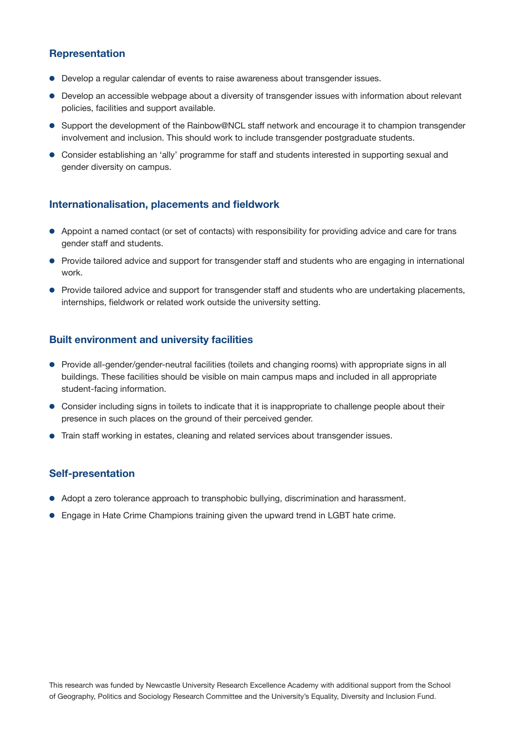### Representation

- Develop a regular calendar of events to raise awareness about transgender issues.
- Develop an accessible webpage about a diversity of transgender issues with information about relevant policies, facilities and support available.
- Support the development of the Rainbow@NCL staff network and encourage it to champion transgender involvement and inclusion. This should work to include transgender postgraduate students.
- Consider establishing an 'ally' programme for staff and students interested in supporting sexual and gender diversity on campus.

### Internationalisation, placements and fieldwork

- Appoint a named contact (or set of contacts) with responsibility for providing advice and care for trans gender staff and students.
- Provide tailored advice and support for transgender staff and students who are engaging in international work.
- Provide tailored advice and support for transgender staff and students who are undertaking placements, internships, fieldwork or related work outside the university setting.

### Built environment and university facilities

- Provide all-gender/gender-neutral facilities (toilets and changing rooms) with appropriate signs in all buildings. These facilities should be visible on main campus maps and included in all appropriate student-facing information.
- Consider including signs in toilets to indicate that it is inappropriate to challenge people about their presence in such places on the ground of their perceived gender.
- Train staff working in estates, cleaning and related services about transgender issues.

### Self-presentation

- Adopt a zero tolerance approach to transphobic bullying, discrimination and harassment.
- Engage in Hate Crime Champions training given the upward trend in LGBT hate crime.

This research was funded by Newcastle University Research Excellence Academy with additional support from the School of Geography, Politics and Sociology Research Committee and the University's Equality, Diversity and Inclusion Fund.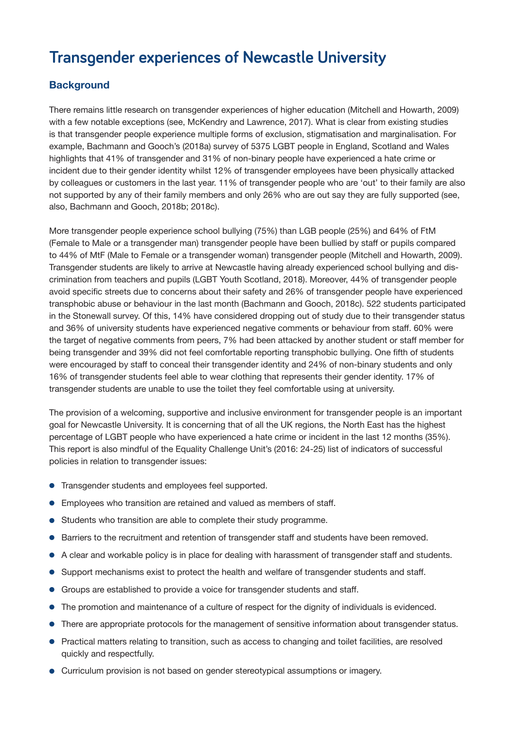# Transgender experiences of Newcastle University

## Background

There remains little research on transgender experiences of higher education (Mitchell and Howarth, 2009) with a few notable exceptions (see, McKendry and Lawrence, 2017). What is clear from existing studies is that transgender people experience multiple forms of exclusion, stigmatisation and marginalisation. For example, Bachmann and Gooch's (2018a) survey of 5375 LGBT people in England, Scotland and Wales highlights that 41% of transgender and 31% of non-binary people have experienced a hate crime or incident due to their gender identity whilst 12% of transgender employees have been physically attacked by colleagues or customers in the last year. 11% of transgender people who are 'out' to their family are also not supported by any of their family members and only 26% who are out say they are fully supported (see, also, Bachmann and Gooch, 2018b; 2018c).

More transgender people experience school bullying (75%) than LGB people (25%) and 64% of FtM (Female to Male or a transgender man) transgender people have been bullied by staff or pupils compared to 44% of MtF (Male to Female or a transgender woman) transgender people (Mitchell and Howarth, 2009). Transgender students are likely to arrive at Newcastle having already experienced school bullying and discrimination from teachers and pupils (LGBT Youth Scotland, 2018). Moreover, 44% of transgender people avoid specific streets due to concerns about their safety and 26% of transgender people have experienced transphobic abuse or behaviour in the last month (Bachmann and Gooch, 2018c). 522 students participated in the Stonewall survey. Of this, 14% have considered dropping out of study due to their transgender status and 36% of university students have experienced negative comments or behaviour from staff. 60% were the target of negative comments from peers, 7% had been attacked by another student or staff member for being transgender and 39% did not feel comfortable reporting transphobic bullying. One fifth of students were encouraged by staff to conceal their transgender identity and 24% of non-binary students and only 16% of transgender students feel able to wear clothing that represents their gender identity. 17% of transgender students are unable to use the toilet they feel comfortable using at university.

The provision of a welcoming, supportive and inclusive environment for transgender people is an important goal for Newcastle University. It is concerning that of all the UK regions, the North East has the highest percentage of LGBT people who have experienced a hate crime or incident in the last 12 months (35%). This report is also mindful of the Equality Challenge Unit's (2016: 24-25) list of indicators of successful policies in relation to transgender issues:

- Transgender students and employees feel supported.
- Employees who transition are retained and valued as members of staff.
- Students who transition are able to complete their study programme.
- Barriers to the recruitment and retention of transgender staff and students have been removed.
- A clear and workable policy is in place for dealing with harassment of transgender staff and students.
- Support mechanisms exist to protect the health and welfare of transgender students and staff.
- Groups are established to provide a voice for transgender students and staff.
- The promotion and maintenance of a culture of respect for the dignity of individuals is evidenced.
- There are appropriate protocols for the management of sensitive information about transgender status.
- Practical matters relating to transition, such as access to changing and toilet facilities, are resolved quickly and respectfully.
- Curriculum provision is not based on gender stereotypical assumptions or imagery.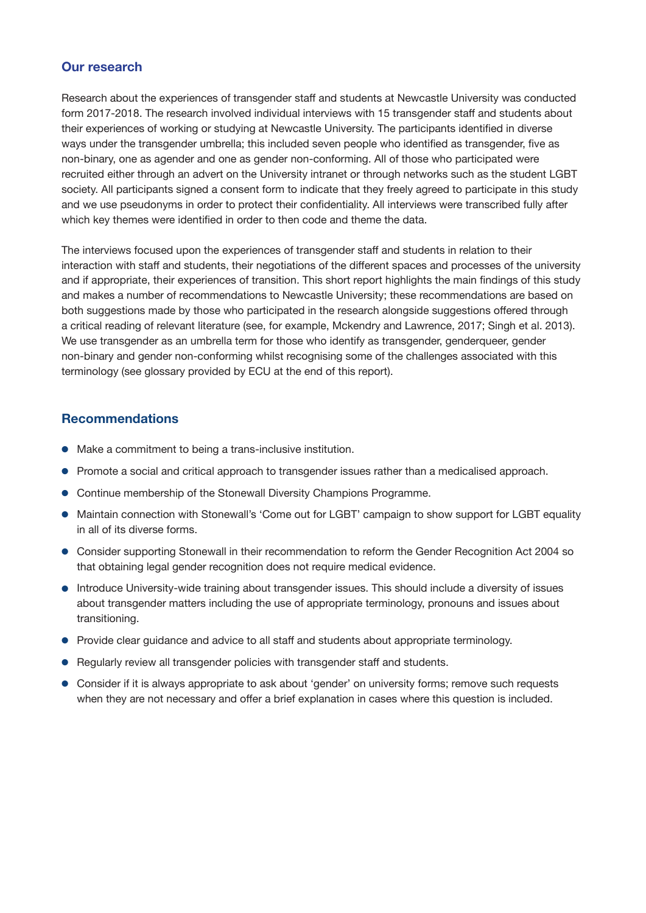## Our research

Research about the experiences of transgender staff and students at Newcastle University was conducted form 2017-2018. The research involved individual interviews with 15 transgender staff and students about their experiences of working or studying at Newcastle University. The participants identified in diverse ways under the transgender umbrella; this included seven people who identified as transgender, five as non-binary, one as agender and one as gender non-conforming. All of those who participated were recruited either through an advert on the University intranet or through networks such as the student LGBT society. All participants signed a consent form to indicate that they freely agreed to participate in this study and we use pseudonyms in order to protect their confidentiality. All interviews were transcribed fully after which key themes were identified in order to then code and theme the data.

The interviews focused upon the experiences of transgender staff and students in relation to their interaction with staff and students, their negotiations of the different spaces and processes of the university and if appropriate, their experiences of transition. This short report highlights the main findings of this study and makes a number of recommendations to Newcastle University; these recommendations are based on both suggestions made by those who participated in the research alongside suggestions offered through a critical reading of relevant literature (see, for example, Mckendry and Lawrence, 2017; Singh et al. 2013). We use transgender as an umbrella term for those who identify as transgender, genderqueer, gender non-binary and gender non-conforming whilst recognising some of the challenges associated with this terminology (see glossary provided by ECU at the end of this report).

## Recommendations

- Make a commitment to being a trans-inclusive institution.
- Promote a social and critical approach to transgender issues rather than a medicalised approach.
- Continue membership of the Stonewall Diversity Champions Programme.
- Maintain connection with Stonewall's 'Come out for LGBT' campaign to show support for LGBT equality in all of its diverse forms.
- Consider supporting Stonewall in their recommendation to reform the Gender Recognition Act 2004 so that obtaining legal gender recognition does not require medical evidence.
- Introduce University-wide training about transgender issues. This should include a diversity of issues about transgender matters including the use of appropriate terminology, pronouns and issues about transitioning.
- Provide clear guidance and advice to all staff and students about appropriate terminology.
- Regularly review all transgender policies with transgender staff and students.
- Consider if it is always appropriate to ask about 'gender' on university forms; remove such requests when they are not necessary and offer a brief explanation in cases where this question is included.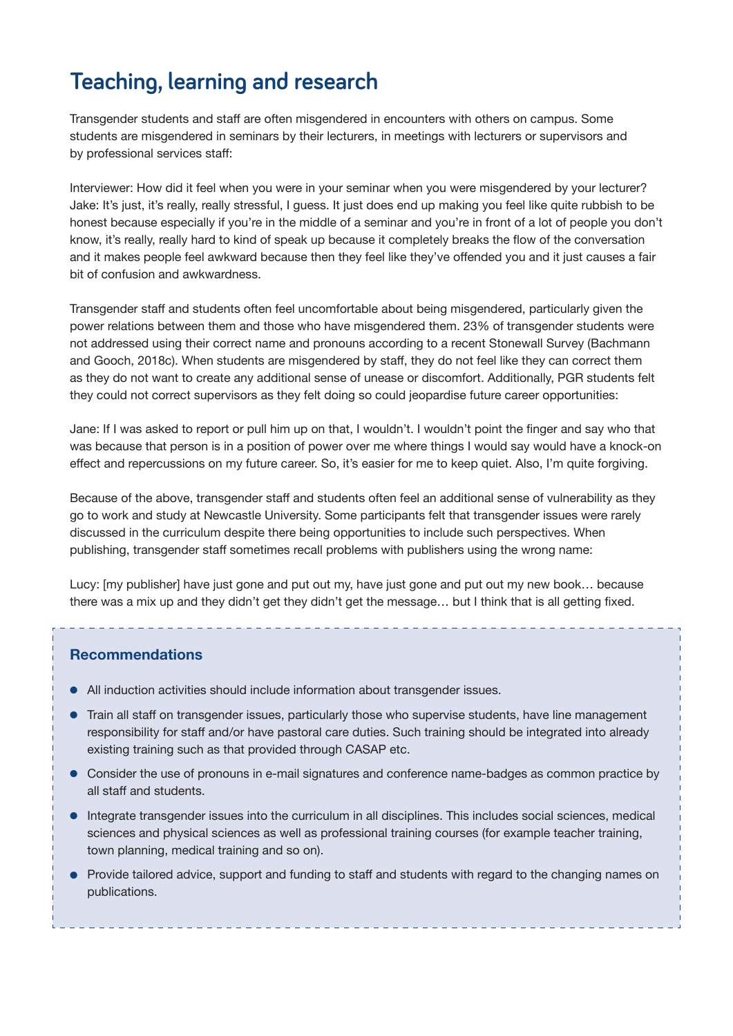# Teaching, learning and research

Transgender students and staff are often misgendered in encounters with others on campus. Some students are misgendered in seminars by their lecturers, in meetings with lecturers or supervisors and by professional services staff:

Interviewer: How did it feel when you were in your seminar when you were misgendered by your lecturer?
Jake: It's just, it's really, really stressful, I guess. It just does end up making you feel like quite rubbish to be honest because especially if you're in the middle of a seminar and you're in front of a lot of people you don't know, it's really, really hard to kind of speak up because it completely breaks the flow of the conversation and it makes people feel awkward because then they feel like they've offended you and it just causes a fair bit of confusion and awkwardness.

Transgender staff and students often feel uncomfortable about being misgendered, particularly given the power relations between them and those who have misgendered them. 23% of transgender students were not addressed using their correct name and pronouns according to a recent Stonewall Survey (Bachmann and Gooch, 2018c). When students are misgendered by staff, they do not feel like they can correct them as they do not want to create any additional sense of unease or discomfort. Additionally, PGR students felt they could not correct supervisors as they felt doing so could jeopardise future career opportunities:

Jane: If I was asked to report or pull him up on that, I wouldn't. I wouldn't point the finger and say who that was because that person is in a position of power over me where things I would say would have a knock-on effect and repercussions on my future career. So, it's easier for me to keep quiet. Also, I'm quite forgiving.

Because of the above, transgender staff and students often feel an additional sense of vulnerability as they go to work and study at Newcastle University. Some participants felt that transgender issues were rarely discussed in the curriculum despite there being opportunities to include such perspectives. When publishing, transgender staff sometimes recall problems with publishers using the wrong name:

Lucy: [my publisher] have just gone and put out my, have just gone and put out my new book… because there was a mix up and they didn't get they didn't get the message… but I think that is all getting fixed.

### Recommendations

- All induction activities should include information about transgender issues.
- Train all staff on transgender issues, particularly those who supervise students, have line management responsibility for staff and/or have pastoral care duties. Such training should be integrated into already existing training such as that provided through CASAP etc.
- Consider the use of pronouns in e-mail signatures and conference name-badges as common practice by all staff and students.
- Integrate transgender issues into the curriculum in all disciplines. This includes social sciences, medical sciences and physical sciences as well as professional training courses (for example teacher training, town planning, medical training and so on).
- Provide tailored advice, support and funding to staff and students with regard to the changing names on publications.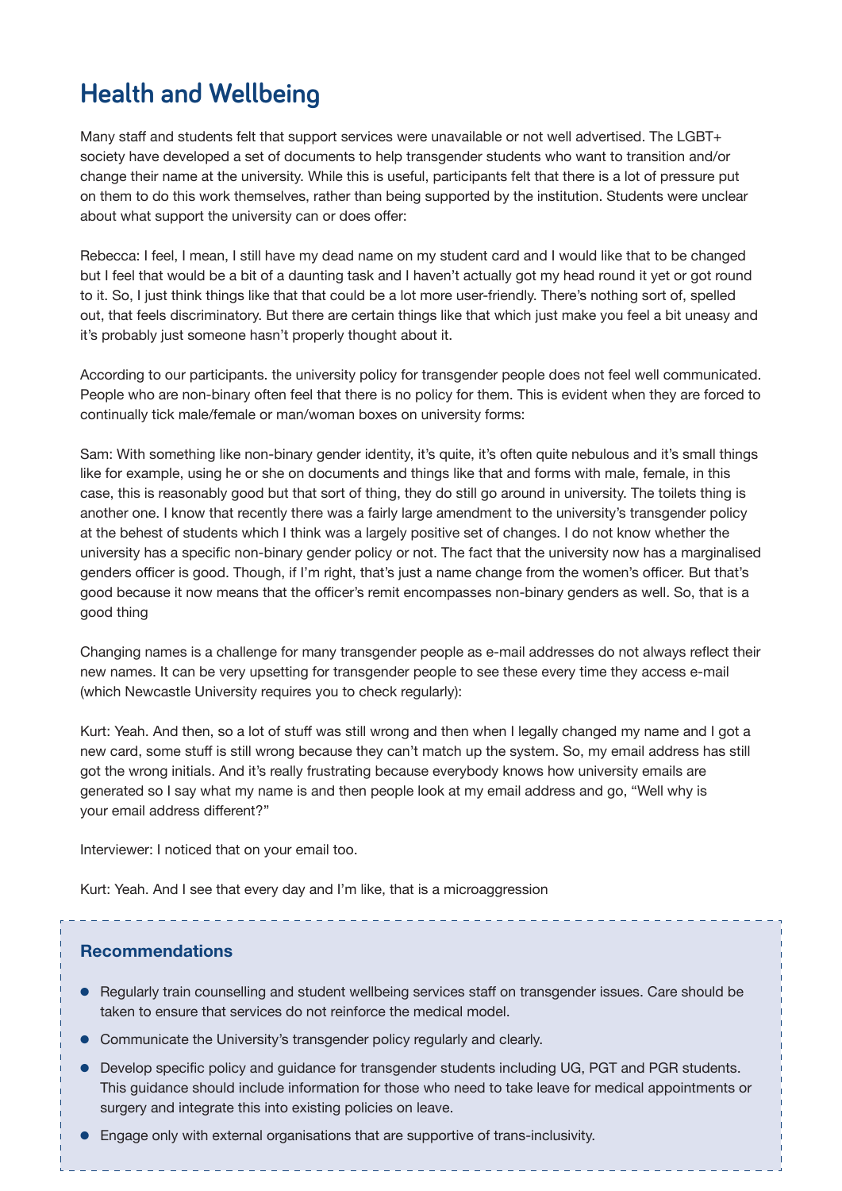## Health and Wellbeing

Many staff and students felt that support services were unavailable or not well advertised. The LGBT+ society have developed a set of documents to help transgender students who want to transition and/or change their name at the university. While this is useful, participants felt that there is a lot of pressure put on them to do this work themselves, rather than being supported by the institution. Students were unclear about what support the university can or does offer:

Rebecca: I feel, I mean, I still have my dead name on my student card and I would like that to be changed but I feel that would be a bit of a daunting task and I haven't actually got my head round it yet or got round to it. So, I just think things like that that could be a lot more user-friendly. There's nothing sort of, spelled out, that feels discriminatory. But there are certain things like that which just make you feel a bit uneasy and it's probably just someone hasn't properly thought about it.

According to our participants. the university policy for transgender people does not feel well communicated. People who are non-binary often feel that there is no policy for them. This is evident when they are forced to continually tick male/female or man/woman boxes on university forms:

Sam: With something like non-binary gender identity, it's quite, it's often quite nebulous and it's small things like for example, using he or she on documents and things like that and forms with male, female, in this case, this is reasonably good but that sort of thing, they do still go around in university. The toilets thing is another one. I know that recently there was a fairly large amendment to the university's transgender policy at the behest of students which I think was a largely positive set of changes. I do not know whether the university has a specific non-binary gender policy or not. The fact that the university now has a marginalised genders officer is good. Though, if I'm right, that's just a name change from the women's officer. But that's good because it now means that the officer's remit encompasses non-binary genders as well. So, that is a good thing

Changing names is a challenge for many transgender people as e-mail addresses do not always reflect their new names. It can be very upsetting for transgender people to see these every time they access e-mail (which Newcastle University requires you to check regularly):

Kurt: Yeah. And then, so a lot of stuff was still wrong and then when I legally changed my name and I got a new card, some stuff is still wrong because they can't match up the system. So, my email address has still got the wrong initials. And it's really frustrating because everybody knows how university emails are generated so I say what my name is and then people look at my email address and go, "Well why is your email address different?"

Interviewer: I noticed that on your email too.

Kurt: Yeah. And I see that every day and I'm like, that is a microaggression

### Recommendations

- Regularly train counselling and student wellbeing services staff on transgender issues. Care should be taken to ensure that services do not reinforce the medical model.
- Communicate the University's transgender policy regularly and clearly.
- Develop specific policy and guidance for transgender students including UG, PGT and PGR students. This guidance should include information for those who need to take leave for medical appointments or surgery and integrate this into existing policies on leave.
- Engage only with external organisations that are supportive of trans-inclusivity.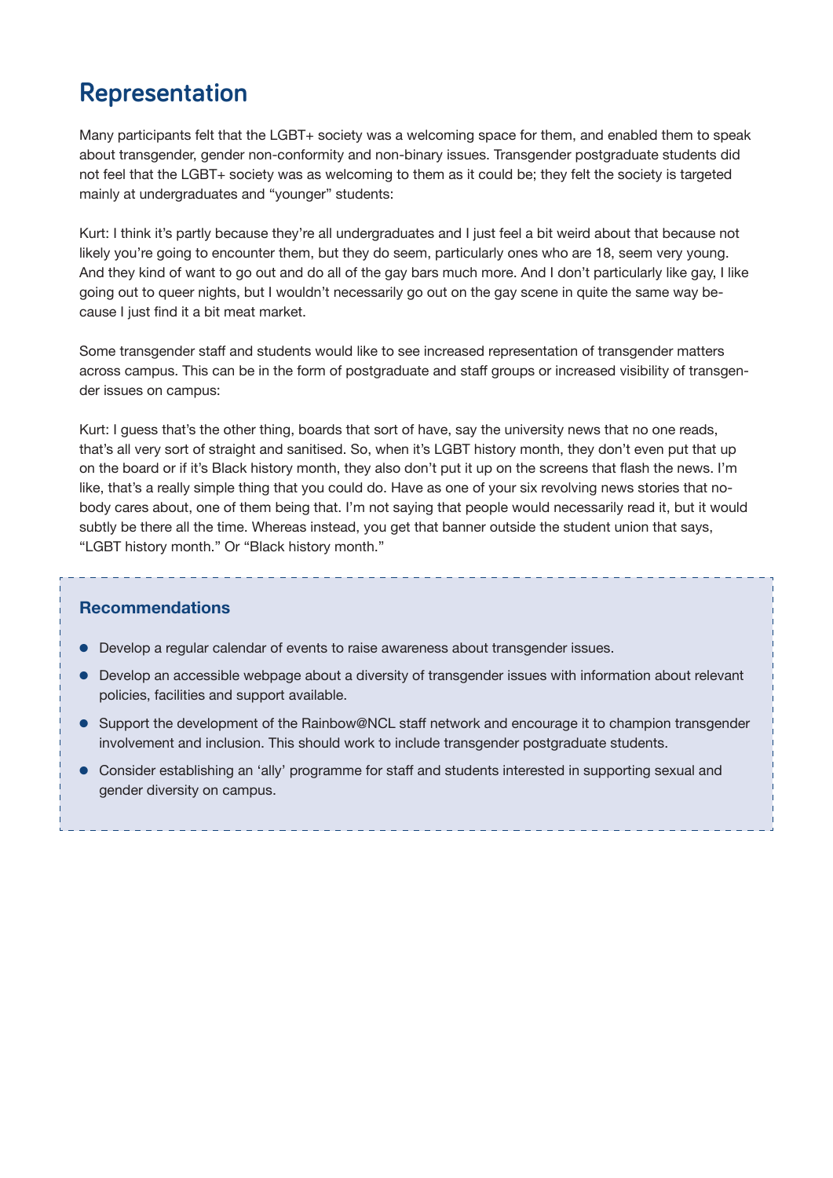## Representation

Many participants felt that the LGBT+ society was a welcoming space for them, and enabled them to speak about transgender, gender non-conformity and non-binary issues. Transgender postgraduate students did not feel that the LGBT+ society was as welcoming to them as it could be; they felt the society is targeted mainly at undergraduates and "younger" students:

Kurt: I think it's partly because they're all undergraduates and I just feel a bit weird about that because not likely you're going to encounter them, but they do seem, particularly ones who are 18, seem very young. And they kind of want to go out and do all of the gay bars much more. And I don't particularly like gay, I like going out to queer nights, but I wouldn't necessarily go out on the gay scene in quite the same way because I just find it a bit meat market.

Some transgender staff and students would like to see increased representation of transgender matters across campus. This can be in the form of postgraduate and staff groups or increased visibility of transgender issues on campus:

Kurt: I guess that's the other thing, boards that sort of have, say the university news that no one reads, that's all very sort of straight and sanitised. So, when it's LGBT history month, they don't even put that up on the board or if it's Black history month, they also don't put it up on the screens that flash the news. I'm like, that's a really simple thing that you could do. Have as one of your six revolving news stories that nobody cares about, one of them being that. I'm not saying that people would necessarily read it, but it would subtly be there all the time. Whereas instead, you get that banner outside the student union that says, "LGBT history month." Or "Black history month."

### Recommendations

- Develop a regular calendar of events to raise awareness about transgender issues.
- Develop an accessible webpage about a diversity of transgender issues with information about relevant policies, facilities and support available.
- Support the development of the Rainbow@NCL staff network and encourage it to champion transgender involvement and inclusion. This should work to include transgender postgraduate students.
- Consider establishing an 'ally' programme for staff and students interested in supporting sexual and gender diversity on campus.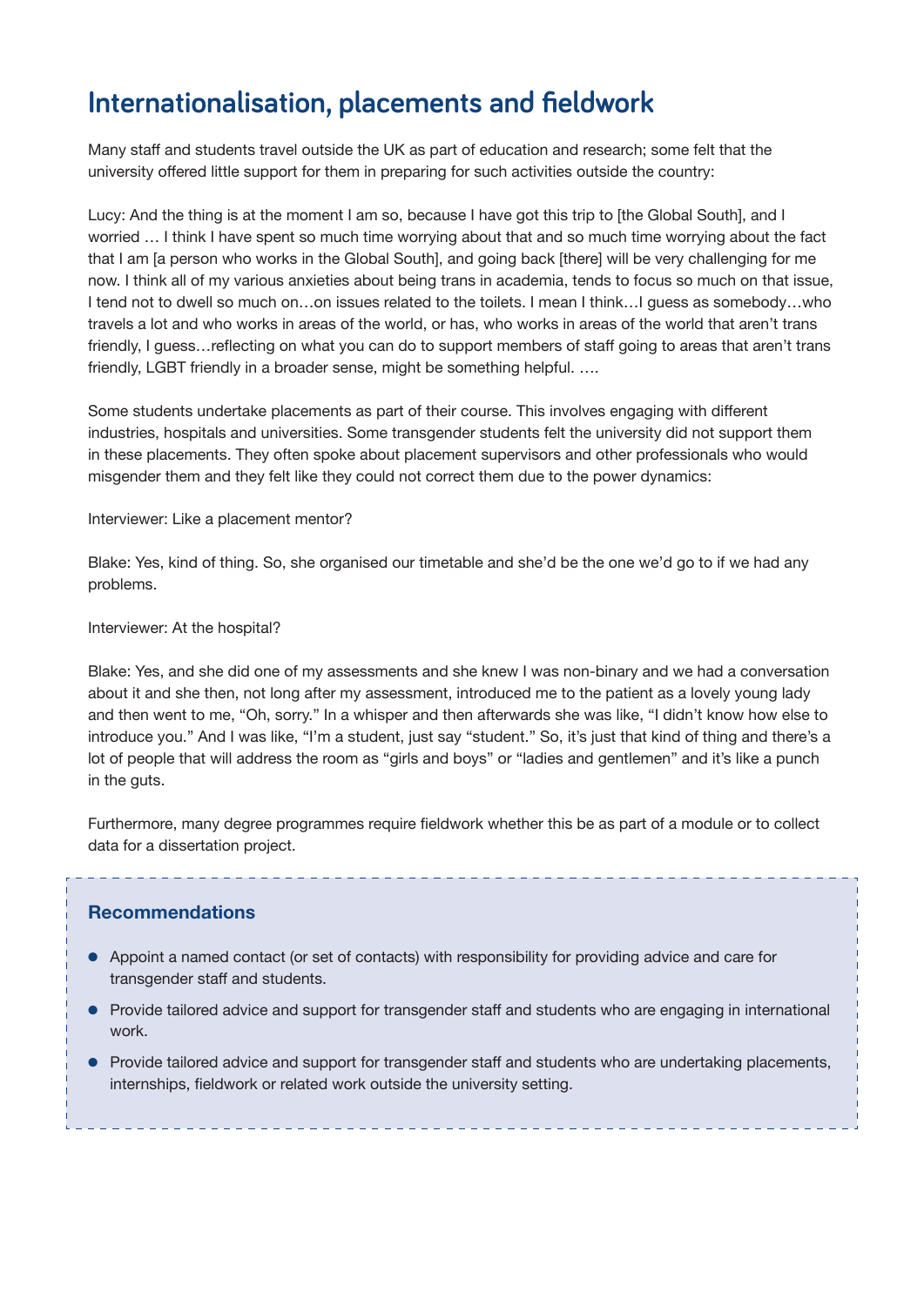## Internationalisation, placements and fieldwork

Many staff and students travel outside the UK as part of education and research; some felt that the university offered little support for them in preparing for such activities outside the country:

Lucy: And the thing is at the moment I am so, because I have got this trip to [the Global South], and I worried … I think I have spent so much time worrying about that and so much time worrying about the fact that I am [a person who works in the Global South], and going back [there] will be very challenging for me now. I think all of my various anxieties about being trans in academia, tends to focus so much on that issue, I tend not to dwell so much on…on issues related to the toilets. I mean I think…I guess as somebody…who travels a lot and who works in areas of the world, or has, who works in areas of the world that aren't trans friendly, I guess…reflecting on what you can do to support members of staff going to areas that aren't trans friendly, LGBT friendly in a broader sense, might be something helpful. ….

Some students undertake placements as part of their course. This involves engaging with different industries, hospitals and universities. Some transgender students felt the university did not support them in these placements. They often spoke about placement supervisors and other professionals who would misgender them and they felt like they could not correct them due to the power dynamics:

Interviewer: Like a placement mentor?

Blake: Yes, kind of thing. So, she organised our timetable and she'd be the one we'd go to if we had any problems.

Interviewer: At the hospital?

Blake: Yes, and she did one of my assessments and she knew I was non-binary and we had a conversation about it and she then, not long after my assessment, introduced me to the patient as a lovely young lady and then went to me, "Oh, sorry." In a whisper and then afterwards she was like, "I didn't know how else to introduce you." And I was like, "I'm a student, just say "student." So, it's just that kind of thing and there's a lot of people that will address the room as "girls and boys" or "ladies and gentlemen" and it's like a punch in the guts.

Furthermore, many degree programmes require fieldwork whether this be as part of a module or to collect data for a dissertation project.

### Recommendations

- Appoint a named contact (or set of contacts) with responsibility for providing advice and care for transgender staff and students.
- Provide tailored advice and support for transgender staff and students who are engaging in international work.
- Provide tailored advice and support for transgender staff and students who are undertaking placements, internships, fieldwork or related work outside the university setting.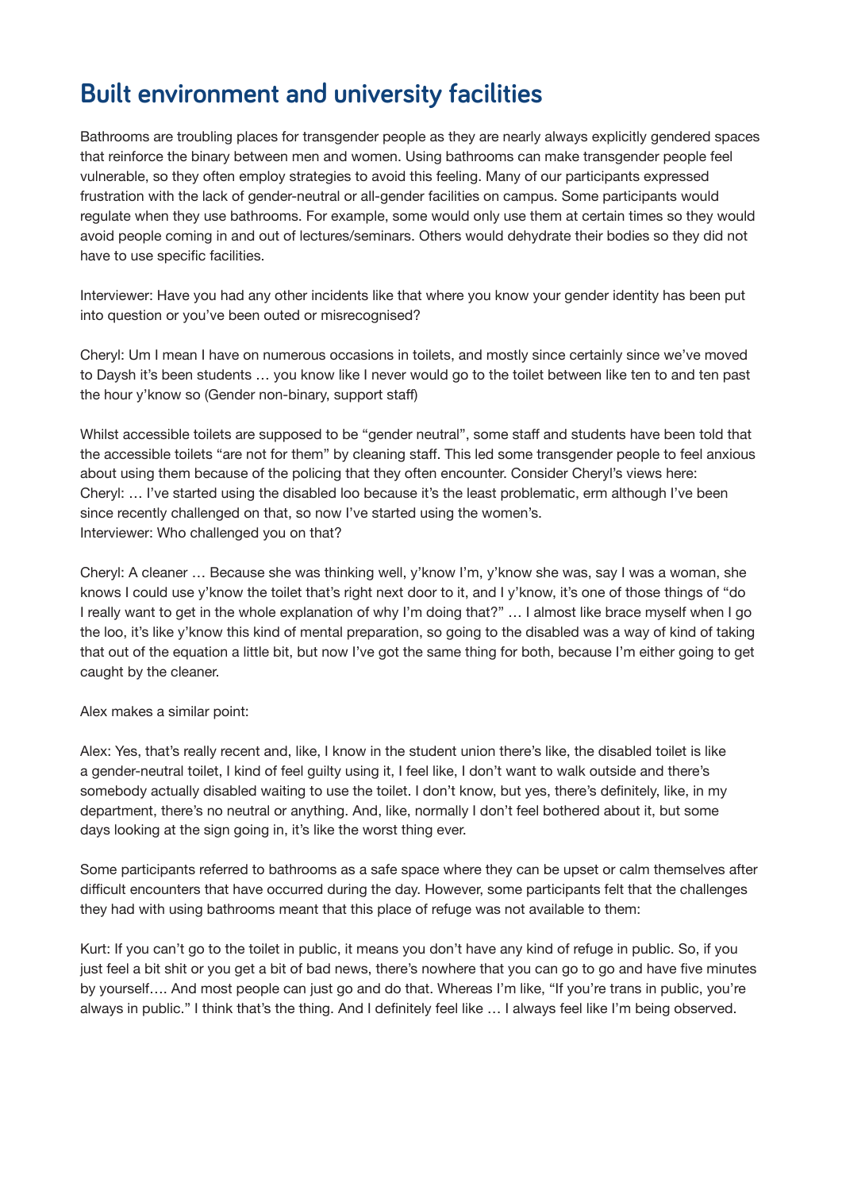## Built environment and university facilities

Bathrooms are troubling places for transgender people as they are nearly always explicitly gendered spaces that reinforce the binary between men and women. Using bathrooms can make transgender people feel vulnerable, so they often employ strategies to avoid this feeling. Many of our participants expressed frustration with the lack of gender-neutral or all-gender facilities on campus. Some participants would regulate when they use bathrooms. For example, some would only use them at certain times so they would avoid people coming in and out of lectures/seminars. Others would dehydrate their bodies so they did not have to use specific facilities.

Interviewer: Have you had any other incidents like that where you know your gender identity has been put into question or you've been outed or misrecognised?

Cheryl: Um I mean I have on numerous occasions in toilets, and mostly since certainly since we've moved to Daysh it's been students … you know like I never would go to the toilet between like ten to and ten past the hour y'know so (Gender non-binary, support staff)

Whilst accessible toilets are supposed to be "gender neutral", some staff and students have been told that the accessible toilets "are not for them" by cleaning staff. This led some transgender people to feel anxious about using them because of the policing that they often encounter. Consider Cheryl's views here:
Cheryl: … I've started using the disabled loo because it's the least problematic, erm although I've been since recently challenged on that, so now I've started using the women's.
Interviewer: Who challenged you on that?

Cheryl: A cleaner … Because she was thinking well, y'know I'm, y'know she was, say I was a woman, she knows I could use y'know the toilet that's right next door to it, and I y'know, it's one of those things of "do I really want to get in the whole explanation of why I'm doing that?" … I almost like brace myself when I go the loo, it's like y'know this kind of mental preparation, so going to the disabled was a way of kind of taking that out of the equation a little bit, but now I've got the same thing for both, because I'm either going to get caught by the cleaner.

Alex makes a similar point:

Alex: Yes, that's really recent and, like, I know in the student union there's like, the disabled toilet is like a gender-neutral toilet, I kind of feel guilty using it, I feel like, I don't want to walk outside and there's somebody actually disabled waiting to use the toilet. I don't know, but yes, there's definitely, like, in my department, there's no neutral or anything. And, like, normally I don't feel bothered about it, but some days looking at the sign going in, it's like the worst thing ever.

Some participants referred to bathrooms as a safe space where they can be upset or calm themselves after difficult encounters that have occurred during the day. However, some participants felt that the challenges they had with using bathrooms meant that this place of refuge was not available to them:

Kurt: If you can't go to the toilet in public, it means you don't have any kind of refuge in public. So, if you just feel a bit shit or you get a bit of bad news, there's nowhere that you can go to go and have five minutes by yourself…. And most people can just go and do that. Whereas I'm like, "If you're trans in public, you're always in public." I think that's the thing. And I definitely feel like … I always feel like I'm being observed.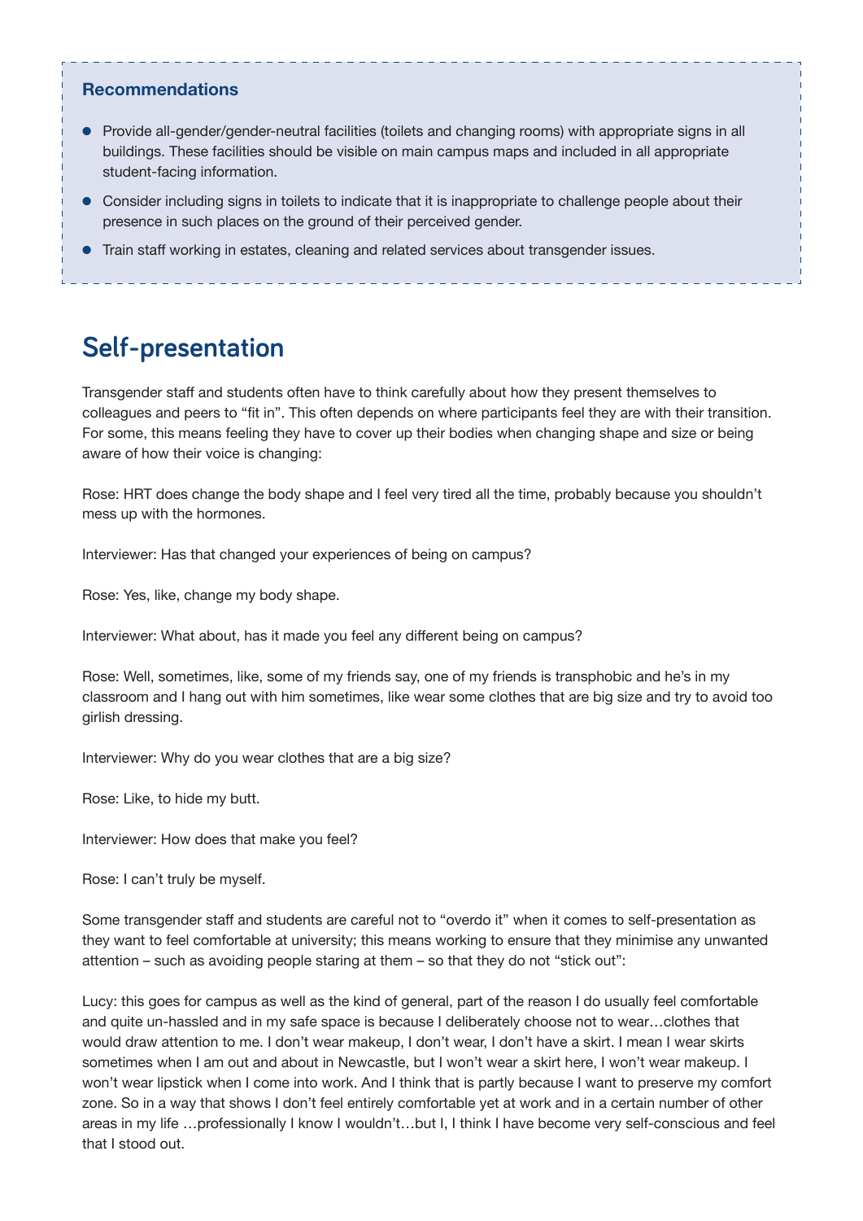### Recommendations

- Provide all-gender/gender-neutral facilities (toilets and changing rooms) with appropriate signs in all buildings. These facilities should be visible on main campus maps and included in all appropriate student-facing information.
- Consider including signs in toilets to indicate that it is inappropriate to challenge people about their presence in such places on the ground of their perceived gender.
- Train staff working in estates, cleaning and related services about transgender issues.

## Self-presentation

Transgender staff and students often have to think carefully about how they present themselves to colleagues and peers to "fit in". This often depends on where participants feel they are with their transition. For some, this means feeling they have to cover up their bodies when changing shape and size or being aware of how their voice is changing:

Rose: HRT does change the body shape and I feel very tired all the time, probably because you shouldn't mess up with the hormones.

Interviewer: Has that changed your experiences of being on campus?

Rose: Yes, like, change my body shape.

Interviewer: What about, has it made you feel any different being on campus?

Rose: Well, sometimes, like, some of my friends say, one of my friends is transphobic and he's in my classroom and I hang out with him sometimes, like wear some clothes that are big size and try to avoid too girlish dressing.

Interviewer: Why do you wear clothes that are a big size?

Rose: Like, to hide my butt.

Interviewer: How does that make you feel?

Rose: I can't truly be myself.

Some transgender staff and students are careful not to "overdo it" when it comes to self-presentation as they want to feel comfortable at university; this means working to ensure that they minimise any unwanted attention – such as avoiding people staring at them – so that they do not "stick out":

Lucy: this goes for campus as well as the kind of general, part of the reason I do usually feel comfortable and quite un-hassled and in my safe space is because I deliberately choose not to wear…clothes that would draw attention to me. I don't wear makeup, I don't wear, I don't have a skirt. I mean I wear skirts sometimes when I am out and about in Newcastle, but I won't wear a skirt here, I won't wear makeup. I won't wear lipstick when I come into work. And I think that is partly because I want to preserve my comfort zone. So in a way that shows I don't feel entirely comfortable yet at work and in a certain number of other areas in my life …professionally I know I wouldn't…but I, I think I have become very self-conscious and feel that I stood out.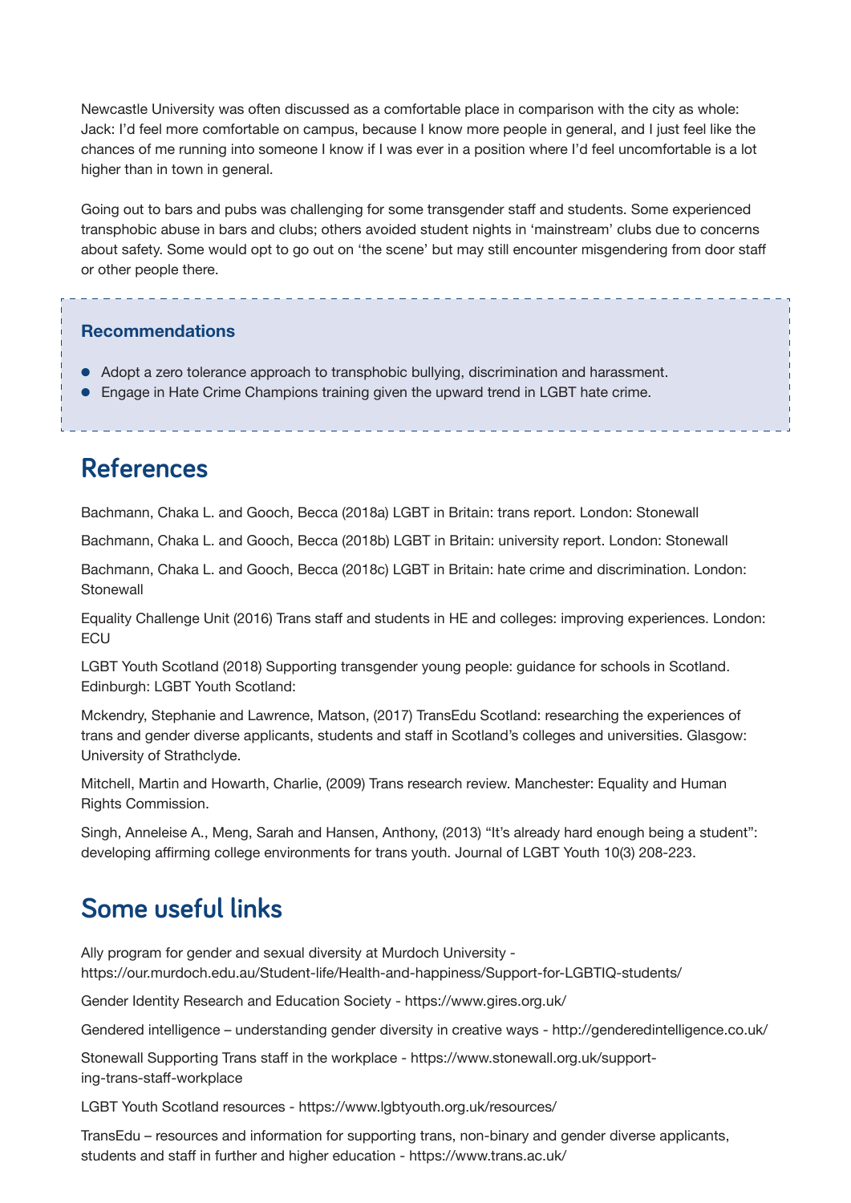Newcastle University was often discussed as a comfortable place in comparison with the city as whole: Jack: I'd feel more comfortable on campus, because I know more people in general, and I just feel like the chances of me running into someone I know if I was ever in a position where I'd feel uncomfortable is a lot higher than in town in general.

Going out to bars and pubs was challenging for some transgender staff and students. Some experienced transphobic abuse in bars and clubs; others avoided student nights in 'mainstream' clubs due to concerns about safety. Some would opt to go out on 'the scene' but may still encounter misgendering from door staff or other people there.

**Recommendations**

- Adopt a zero tolerance approach to transphobic bullying, discrimination and harassment.
- Engage in Hate Crime Champions training given the upward trend in LGBT hate crime.

## References

Bachmann, Chaka L. and Gooch, Becca (2018a) LGBT in Britain: trans report. London: Stonewall

Bachmann, Chaka L. and Gooch, Becca (2018b) LGBT in Britain: university report. London: Stonewall

Bachmann, Chaka L. and Gooch, Becca (2018c) LGBT in Britain: hate crime and discrimination. London: Stonewall

Equality Challenge Unit (2016) Trans staff and students in HE and colleges: improving experiences. London: ECU

LGBT Youth Scotland (2018) Supporting transgender young people: guidance for schools in Scotland. Edinburgh: LGBT Youth Scotland:

Mckendry, Stephanie and Lawrence, Matson, (2017) TransEdu Scotland: researching the experiences of trans and gender diverse applicants, students and staff in Scotland's colleges and universities. Glasgow: University of Strathclyde.

Mitchell, Martin and Howarth, Charlie, (2009) Trans research review. Manchester: Equality and Human Rights Commission.

Singh, Anneleise A., Meng, Sarah and Hansen, Anthony, (2013) "It's already hard enough being a student": developing affirming college environments for trans youth. Journal of LGBT Youth 10(3) 208-223.

## Some useful links

Ally program for gender and sexual diversity at Murdoch University - https://our.murdoch.edu.au/Student-life/Health-and-happiness/Support-for-LGBTIQ-students/

Gender Identity Research and Education Society - https://www.gires.org.uk/

Gendered intelligence – understanding gender diversity in creative ways - http://genderedintelligence.co.uk/

Stonewall Supporting Trans staff in the workplace - https://www.stonewall.org.uk/supporting-trans-staff-workplace

LGBT Youth Scotland resources - https://www.lgbtyouth.org.uk/resources/

TransEdu – resources and information for supporting trans, non-binary and gender diverse applicants, students and staff in further and higher education - https://www.trans.ac.uk/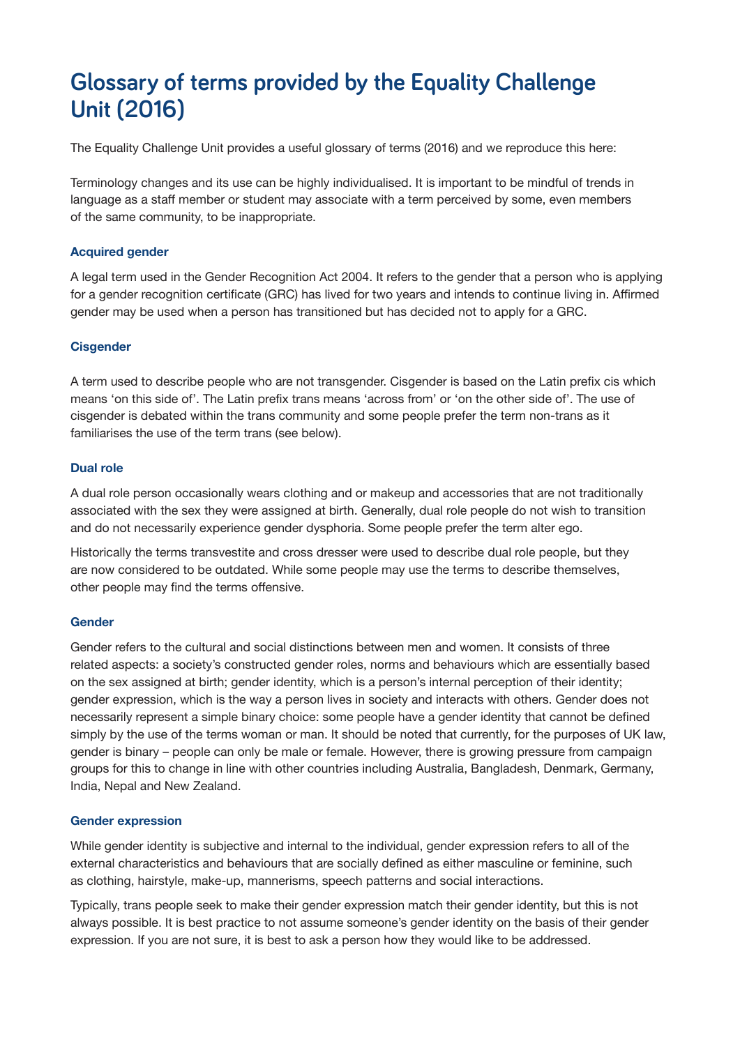# Glossary of terms provided by the Equality Challenge Unit (2016)

The Equality Challenge Unit provides a useful glossary of terms (2016) and we reproduce this here:

Terminology changes and its use can be highly individualised. It is important to be mindful of trends in language as a staff member or student may associate with a term perceived by some, even members of the same community, to be inappropriate.

### Acquired gender

A legal term used in the Gender Recognition Act 2004. It refers to the gender that a person who is applying for a gender recognition certificate (GRC) has lived for two years and intends to continue living in. Affirmed gender may be used when a person has transitioned but has decided not to apply for a GRC.

### Cisgender

A term used to describe people who are not transgender. Cisgender is based on the Latin prefix cis which means 'on this side of'. The Latin prefix trans means 'across from' or 'on the other side of'. The use of cisgender is debated within the trans community and some people prefer the term non-trans as it familiarises the use of the term trans (see below).

### Dual role

A dual role person occasionally wears clothing and or makeup and accessories that are not traditionally associated with the sex they were assigned at birth. Generally, dual role people do not wish to transition and do not necessarily experience gender dysphoria. Some people prefer the term alter ego.

Historically the terms transvestite and cross dresser were used to describe dual role people, but they are now considered to be outdated. While some people may use the terms to describe themselves, other people may find the terms offensive.

### Gender

Gender refers to the cultural and social distinctions between men and women. It consists of three related aspects: a society's constructed gender roles, norms and behaviours which are essentially based on the sex assigned at birth; gender identity, which is a person's internal perception of their identity; gender expression, which is the way a person lives in society and interacts with others. Gender does not necessarily represent a simple binary choice: some people have a gender identity that cannot be defined simply by the use of the terms woman or man. It should be noted that currently, for the purposes of UK law, gender is binary – people can only be male or female. However, there is growing pressure from campaign groups for this to change in line with other countries including Australia, Bangladesh, Denmark, Germany, India, Nepal and New Zealand.

### Gender expression

While gender identity is subjective and internal to the individual, gender expression refers to all of the external characteristics and behaviours that are socially defined as either masculine or feminine, such as clothing, hairstyle, make-up, mannerisms, speech patterns and social interactions.

Typically, trans people seek to make their gender expression match their gender identity, but this is not always possible. It is best practice to not assume someone's gender identity on the basis of their gender expression. If you are not sure, it is best to ask a person how they would like to be addressed.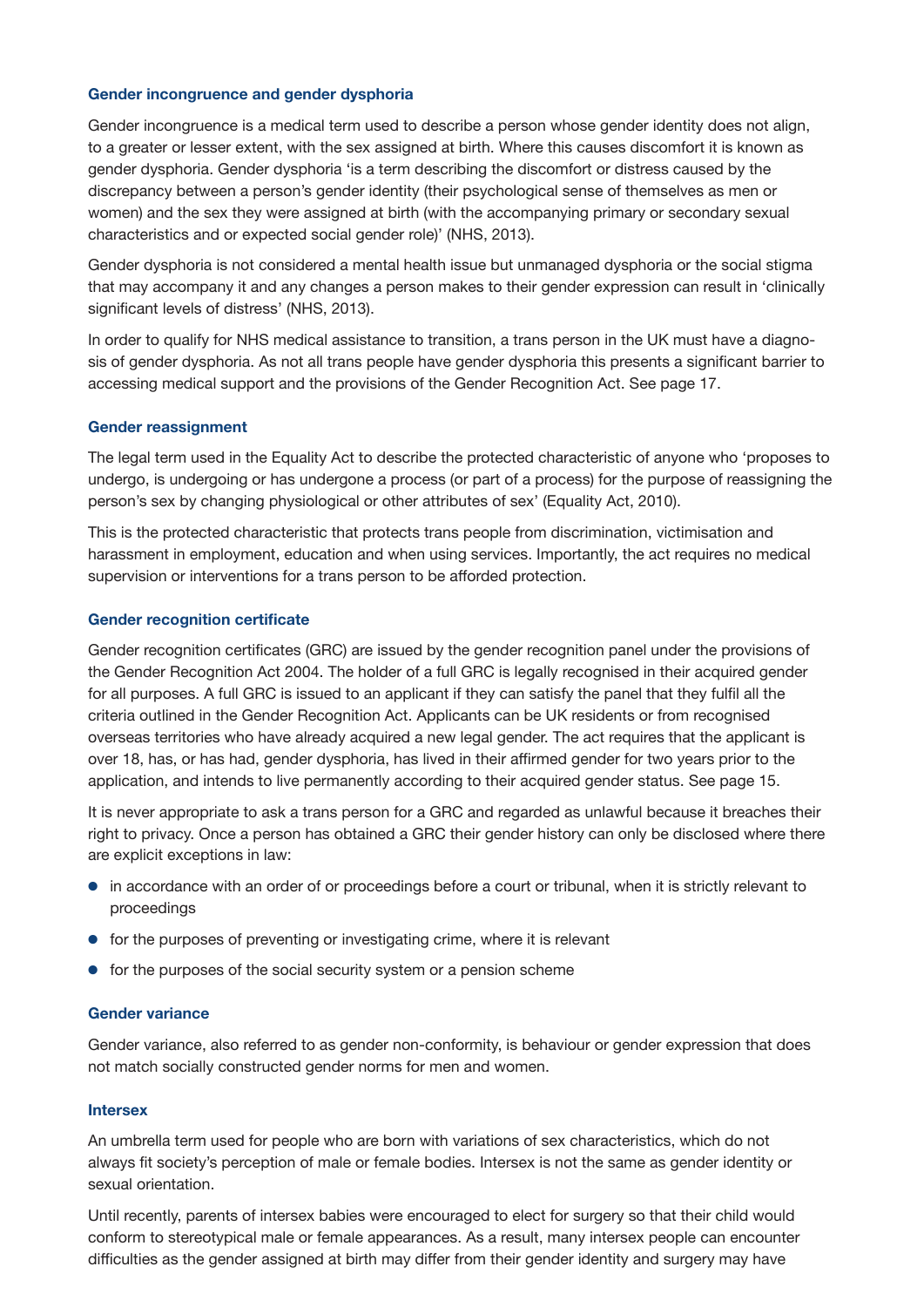### Gender incongruence and gender dysphoria

Gender incongruence is a medical term used to describe a person whose gender identity does not align, to a greater or lesser extent, with the sex assigned at birth. Where this causes discomfort it is known as gender dysphoria. Gender dysphoria 'is a term describing the discomfort or distress caused by the discrepancy between a person's gender identity (their psychological sense of themselves as men or women) and the sex they were assigned at birth (with the accompanying primary or secondary sexual characteristics and or expected social gender role)' (NHS, 2013).

Gender dysphoria is not considered a mental health issue but unmanaged dysphoria or the social stigma that may accompany it and any changes a person makes to their gender expression can result in 'clinically significant levels of distress' (NHS, 2013).

In order to qualify for NHS medical assistance to transition, a trans person in the UK must have a diagnosis of gender dysphoria. As not all trans people have gender dysphoria this presents a significant barrier to accessing medical support and the provisions of the Gender Recognition Act. See page 17.

### Gender reassignment

The legal term used in the Equality Act to describe the protected characteristic of anyone who 'proposes to undergo, is undergoing or has undergone a process (or part of a process) for the purpose of reassigning the person's sex by changing physiological or other attributes of sex' (Equality Act, 2010).

This is the protected characteristic that protects trans people from discrimination, victimisation and harassment in employment, education and when using services. Importantly, the act requires no medical supervision or interventions for a trans person to be afforded protection.

### Gender recognition certificate

Gender recognition certificates (GRC) are issued by the gender recognition panel under the provisions of the Gender Recognition Act 2004. The holder of a full GRC is legally recognised in their acquired gender for all purposes. A full GRC is issued to an applicant if they can satisfy the panel that they fulfil all the criteria outlined in the Gender Recognition Act. Applicants can be UK residents or from recognised overseas territories who have already acquired a new legal gender. The act requires that the applicant is over 18, has, or has had, gender dysphoria, has lived in their affirmed gender for two years prior to the application, and intends to live permanently according to their acquired gender status. See page 15.

It is never appropriate to ask a trans person for a GRC and regarded as unlawful because it breaches their right to privacy. Once a person has obtained a GRC their gender history can only be disclosed where there are explicit exceptions in law:

- in accordance with an order of or proceedings before a court or tribunal, when it is strictly relevant to proceedings
- for the purposes of preventing or investigating crime, where it is relevant
- for the purposes of the social security system or a pension scheme

### Gender variance

Gender variance, also referred to as gender non-conformity, is behaviour or gender expression that does not match socially constructed gender norms for men and women.

### Intersex

An umbrella term used for people who are born with variations of sex characteristics, which do not always fit society's perception of male or female bodies. Intersex is not the same as gender identity or sexual orientation.

Until recently, parents of intersex babies were encouraged to elect for surgery so that their child would conform to stereotypical male or female appearances. As a result, many intersex people can encounter difficulties as the gender assigned at birth may differ from their gender identity and surgery may have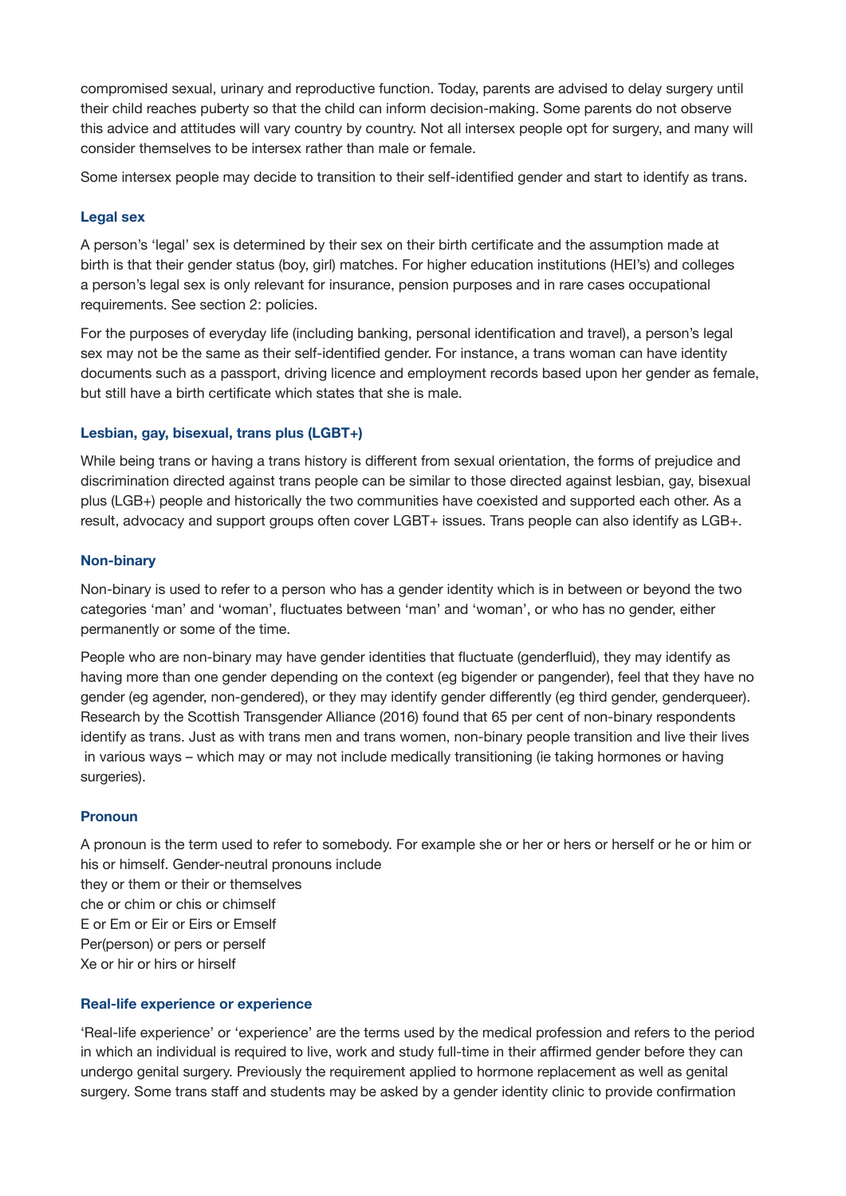compromised sexual, urinary and reproductive function. Today, parents are advised to delay surgery until their child reaches puberty so that the child can inform decision-making. Some parents do not observe this advice and attitudes will vary country by country. Not all intersex people opt for surgery, and many will consider themselves to be intersex rather than male or female.

Some intersex people may decide to transition to their self-identified gender and start to identify as trans.

### Legal sex

A person's 'legal' sex is determined by their sex on their birth certificate and the assumption made at birth is that their gender status (boy, girl) matches. For higher education institutions (HEI's) and colleges a person's legal sex is only relevant for insurance, pension purposes and in rare cases occupational requirements. See section 2: policies.

For the purposes of everyday life (including banking, personal identification and travel), a person's legal sex may not be the same as their self-identified gender. For instance, a trans woman can have identity documents such as a passport, driving licence and employment records based upon her gender as female, but still have a birth certificate which states that she is male.

### Lesbian, gay, bisexual, trans plus (LGBT+)

While being trans or having a trans history is different from sexual orientation, the forms of prejudice and discrimination directed against trans people can be similar to those directed against lesbian, gay, bisexual plus (LGB+) people and historically the two communities have coexisted and supported each other. As a result, advocacy and support groups often cover LGBT+ issues. Trans people can also identify as LGB+.

### Non-binary

Non-binary is used to refer to a person who has a gender identity which is in between or beyond the two categories 'man' and 'woman', fluctuates between 'man' and 'woman', or who has no gender, either permanently or some of the time.

People who are non-binary may have gender identities that fluctuate (genderfluid), they may identify as having more than one gender depending on the context (eg bigender or pangender), feel that they have no gender (eg agender, non-gendered), or they may identify gender differently (eg third gender, genderqueer). Research by the Scottish Transgender Alliance (2016) found that 65 per cent of non-binary respondents identify as trans. Just as with trans men and trans women, non-binary people transition and live their lives in various ways – which may or may not include medically transitioning (ie taking hormones or having surgeries).

### Pronoun

A pronoun is the term used to refer to somebody. For example she or her or hers or herself or he or him or his or himself. Gender-neutral pronouns include
they or them or their or themselves
che or chim or chis or chimself
E or Em or Eir or Eirs or Emself
Per(person) or pers or perself
Xe or hir or hirs or hirself

### Real-life experience or experience

'Real-life experience' or 'experience' are the terms used by the medical profession and refers to the period in which an individual is required to live, work and study full-time in their affirmed gender before they can undergo genital surgery. Previously the requirement applied to hormone replacement as well as genital surgery. Some trans staff and students may be asked by a gender identity clinic to provide confirmation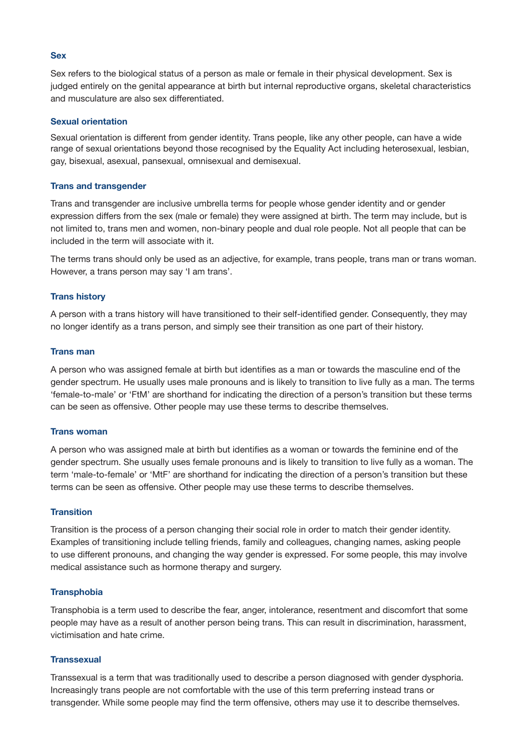### Sex

Sex refers to the biological status of a person as male or female in their physical development. Sex is judged entirely on the genital appearance at birth but internal reproductive organs, skeletal characteristics and musculature are also sex differentiated.

### Sexual orientation

Sexual orientation is different from gender identity. Trans people, like any other people, can have a wide range of sexual orientations beyond those recognised by the Equality Act including heterosexual, lesbian, gay, bisexual, asexual, pansexual, omnisexual and demisexual.

### Trans and transgender

Trans and transgender are inclusive umbrella terms for people whose gender identity and or gender expression differs from the sex (male or female) they were assigned at birth. The term may include, but is not limited to, trans men and women, non-binary people and dual role people. Not all people that can be included in the term will associate with it.

The terms trans should only be used as an adjective, for example, trans people, trans man or trans woman. However, a trans person may say 'I am trans'.

### Trans history

A person with a trans history will have transitioned to their self-identified gender. Consequently, they may no longer identify as a trans person, and simply see their transition as one part of their history.

### Trans man

A person who was assigned female at birth but identifies as a man or towards the masculine end of the gender spectrum. He usually uses male pronouns and is likely to transition to live fully as a man. The terms 'female-to-male' or 'FtM' are shorthand for indicating the direction of a person's transition but these terms can be seen as offensive. Other people may use these terms to describe themselves.

### Trans woman

A person who was assigned male at birth but identifies as a woman or towards the feminine end of the gender spectrum. She usually uses female pronouns and is likely to transition to live fully as a woman. The term 'male-to-female' or 'MtF' are shorthand for indicating the direction of a person's transition but these terms can be seen as offensive. Other people may use these terms to describe themselves.

### Transition

Transition is the process of a person changing their social role in order to match their gender identity. Examples of transitioning include telling friends, family and colleagues, changing names, asking people to use different pronouns, and changing the way gender is expressed. For some people, this may involve medical assistance such as hormone therapy and surgery.

### Transphobia

Transphobia is a term used to describe the fear, anger, intolerance, resentment and discomfort that some people may have as a result of another person being trans. This can result in discrimination, harassment, victimisation and hate crime.

### Transsexual

Transsexual is a term that was traditionally used to describe a person diagnosed with gender dysphoria. Increasingly trans people are not comfortable with the use of this term preferring instead trans or transgender. While some people may find the term offensive, others may use it to describe themselves.